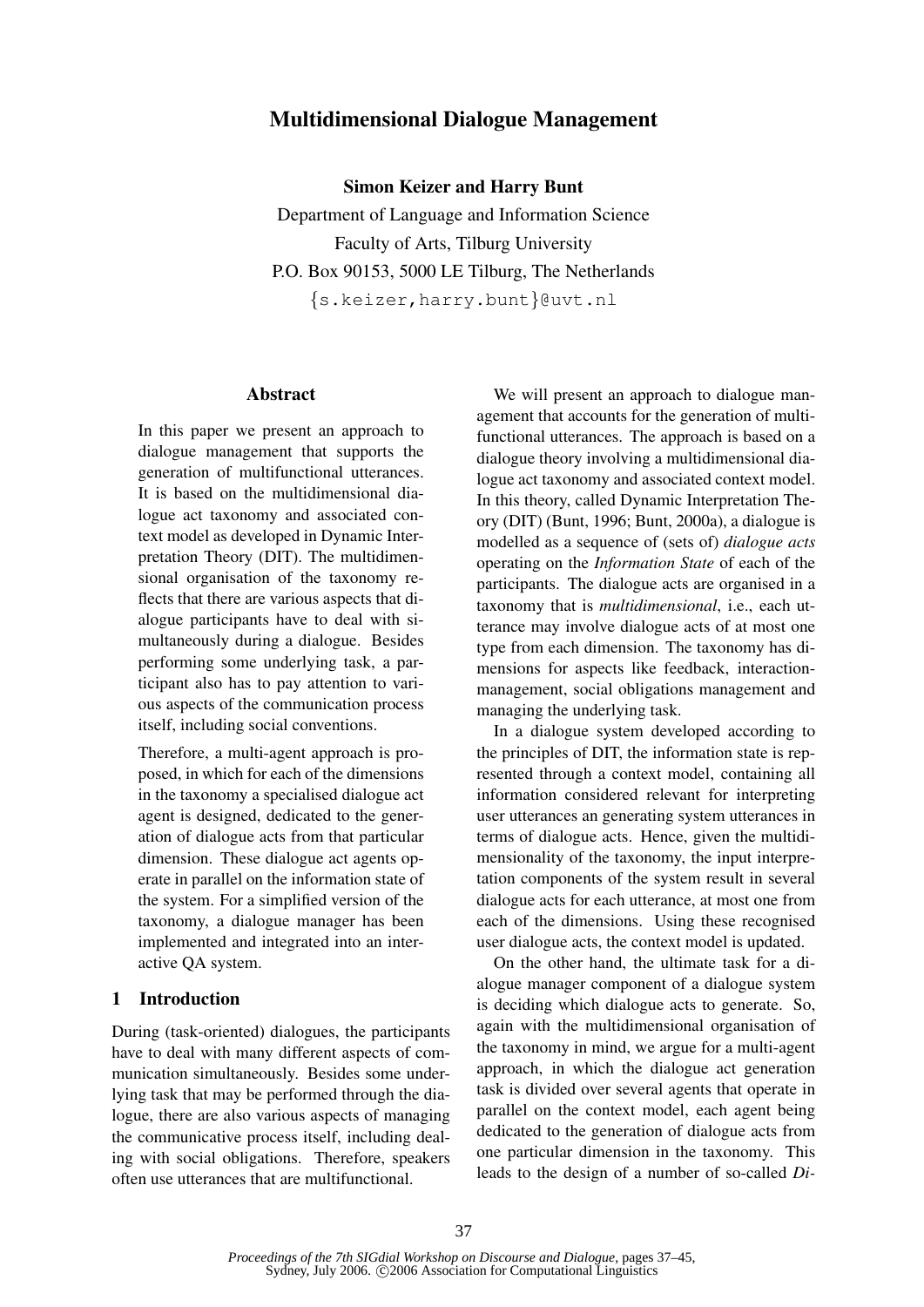# Multidimensional Dialogue Management

**Simon Keizer and Harry Bunt**

Department of Language and Information Science
Faculty of Arts, Tilburg University
P.O. Box 90153, 5000 LE Tilburg, The Netherlands
{s.keizer,harry.bunt}@uvt.nl

## Abstract

In this paper we present an approach to dialogue management that supports the generation of multifunctional utterances. It is based on the multidimensional dialogue act taxonomy and associated context model as developed in Dynamic Interpretation Theory (DIT). The multidimensional organisation of the taxonomy reflects that there are various aspects that dialogue participants have to deal with simultaneously during a dialogue. Besides performing some underlying task, a participant also has to pay attention to various aspects of the communication process itself, including social conventions.

Therefore, a multi-agent approach is proposed, in which for each of the dimensions in the taxonomy a specialised dialogue act agent is designed, dedicated to the generation of dialogue acts from that particular dimension. These dialogue act agents operate in parallel on the information state of the system. For a simplified version of the taxonomy, a dialogue manager has been implemented and integrated into an interactive QA system.

## 1 Introduction

During (task-oriented) dialogues, the participants have to deal with many different aspects of communication simultaneously. Besides some underlying task that may be performed through the dialogue, there are also various aspects of managing the communicative process itself, including dealing with social obligations. Therefore, speakers often use utterances that are multifunctional.

We will present an approach to dialogue management that accounts for the generation of multifunctional utterances. The approach is based on a dialogue theory involving a multidimensional dialogue act taxonomy and associated context model. In this theory, called Dynamic Interpretation Theory (DIT) (Bunt, 1996; Bunt, 2000a), a dialogue is modelled as a sequence of (sets of) *dialogue acts* operating on the *Information State* of each of the participants. The dialogue acts are organised in a taxonomy that is *multidimensional*, i.e., each utterance may involve dialogue acts of at most one type from each dimension. The taxonomy has dimensions for aspects like feedback, interaction-management, social obligations management and managing the underlying task.

In a dialogue system developed according to the principles of DIT, the information state is represented through a context model, containing all information considered relevant for interpreting user utterances an generating system utterances in terms of dialogue acts. Hence, given the multidimensionality of the taxonomy, the input interpretation components of the system result in several dialogue acts for each utterance, at most one from each of the dimensions. Using these recognised user dialogue acts, the context model is updated.

On the other hand, the ultimate task for a dialogue manager component of a dialogue system is deciding which dialogue acts to generate. So, again with the multidimensional organisation of the taxonomy in mind, we argue for a multi-agent approach, in which the dialogue act generation task is divided over several agents that operate in parallel on the context model, each agent being dedicated to the generation of dialogue acts from one particular dimension in the taxonomy. This leads to the design of a number of so-called *Di-*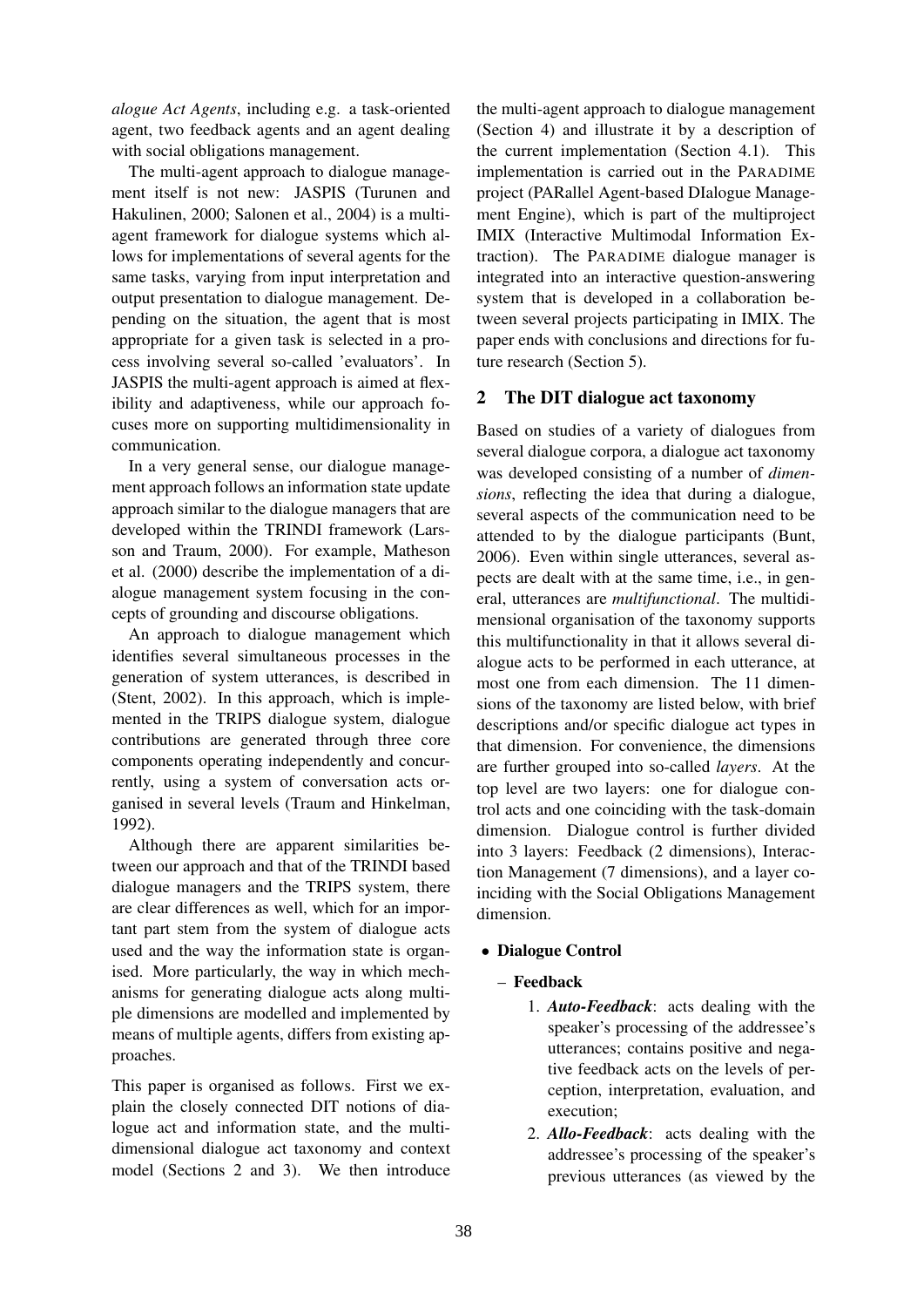*alogue Act Agents*, including e.g. a task-oriented agent, two feedback agents and an agent dealing with social obligations management.

The multi-agent approach to dialogue management itself is not new: JASPIS (Turunen and Hakulinen, 2000; Salonen et al., 2004) is a multi-agent framework for dialogue systems which allows for implementations of several agents for the same tasks, varying from input interpretation and output presentation to dialogue management. Depending on the situation, the agent that is most appropriate for a given task is selected in a process involving several so-called 'evaluators'. In JASPIS the multi-agent approach is aimed at flexibility and adaptiveness, while our approach focuses more on supporting multidimensionality in communication.

In a very general sense, our dialogue management approach follows an information state update approach similar to the dialogue managers that are developed within the TRINDI framework (Larsson and Traum, 2000). For example, Matheson et al. (2000) describe the implementation of a dialogue management system focusing in the concepts of grounding and discourse obligations.

An approach to dialogue management which identifies several simultaneous processes in the generation of system utterances, is described in (Stent, 2002). In this approach, which is implemented in the TRIPS dialogue system, dialogue contributions are generated through three core components operating independently and concurrently, using a system of conversation acts organised in several levels (Traum and Hinkelman, 1992).

Although there are apparent similarities between our approach and that of the TRINDI based dialogue managers and the TRIPS system, there are clear differences as well, which for an important part stem from the system of dialogue acts used and the way the information state is organised. More particularly, the way in which mechanisms for generating dialogue acts along multiple dimensions are modelled and implemented by means of multiple agents, differs from existing approaches.

This paper is organised as follows. First we explain the closely connected DIT notions of dialogue act and information state, and the multidimensional dialogue act taxonomy and context model (Sections 2 and 3). We then introduce the multi-agent approach to dialogue management (Section 4) and illustrate it by a description of the current implementation (Section 4.1). This implementation is carried out in the PARADIME project (PARallel Agent-based DIalogue Management Engine), which is part of the multiproject IMIX (Interactive Multimodal Information Extraction). The PARADIME dialogue manager is integrated into an interactive question-answering system that is developed in a collaboration between several projects participating in IMIX. The paper ends with conclusions and directions for future research (Section 5).

## 2 The DIT dialogue act taxonomy

Based on studies of a variety of dialogues from several dialogue corpora, a dialogue act taxonomy was developed consisting of a number of *dimensions*, reflecting the idea that during a dialogue, several aspects of the communication need to be attended to by the dialogue participants (Bunt, 2006). Even within single utterances, several aspects are dealt with at the same time, i.e., in general, utterances are *multifunctional*. The multidimensional organisation of the taxonomy supports this multifunctionality in that it allows several dialogue acts to be performed in each utterance, at most one from each dimension. The 11 dimensions of the taxonomy are listed below, with brief descriptions and/or specific dialogue act types in that dimension. For convenience, the dimensions are further grouped into so-called *layers*. At the top level are two layers: one for dialogue control acts and one coinciding with the task-domain dimension. Dialogue control is further divided into 3 layers: Feedback (2 dimensions), Interaction Management (7 dimensions), and a layer coinciding with the Social Obligations Management dimension.

- **Dialogue Control**
  - **Feedback**
    1. ***Auto-Feedback***: acts dealing with the speaker's processing of the addressee's utterances; contains positive and negative feedback acts on the levels of perception, interpretation, evaluation, and execution;
    2. ***Allo-Feedback***: acts dealing with the addressee's processing of the speaker's previous utterances (as viewed by the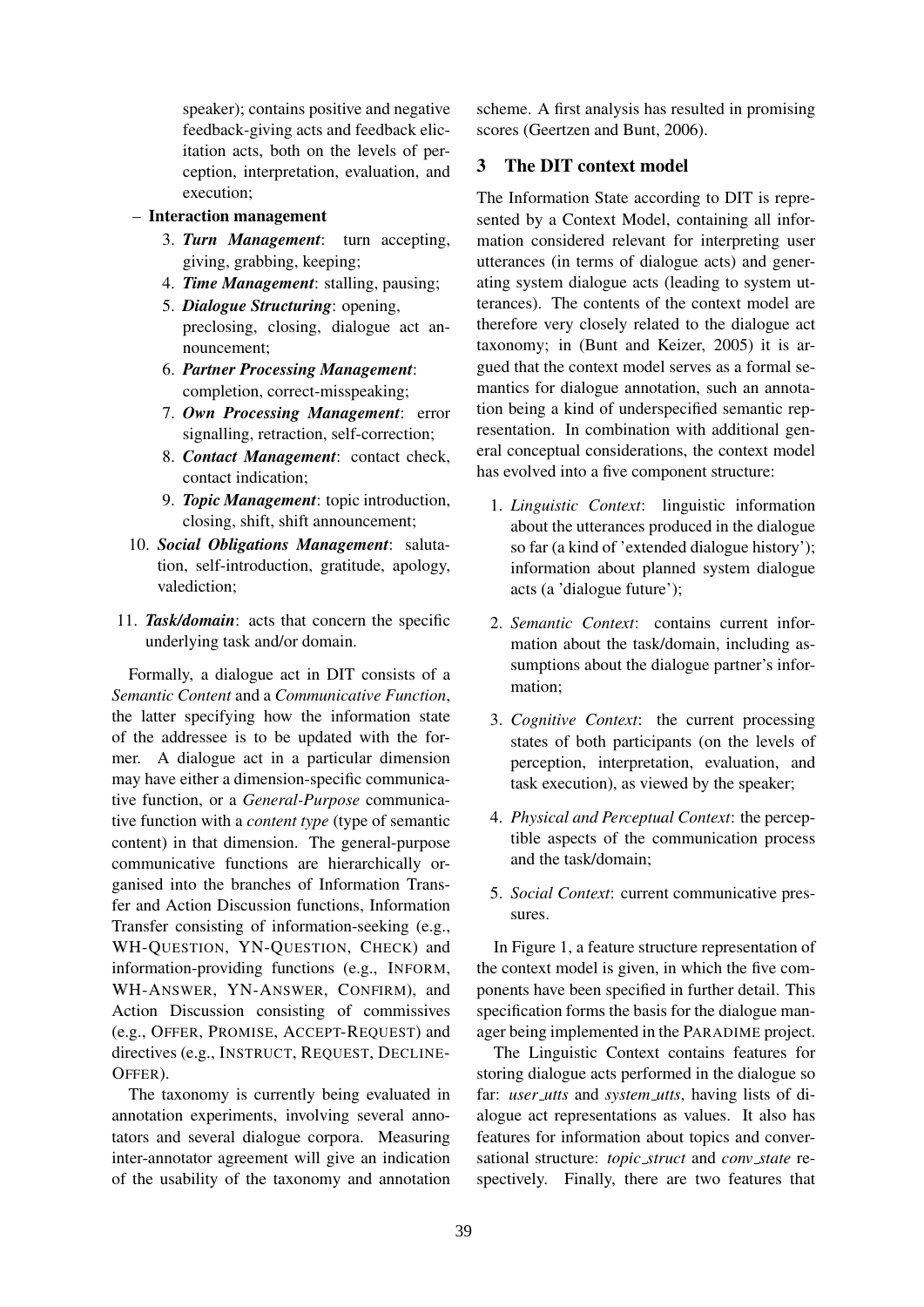speaker); contains positive and negative feedback-giving acts and feedback elicitation acts, both on the levels of perception, interpretation, evaluation, and execution;

– **Interaction management**

3. ***Turn Management***: turn accepting, giving, grabbing, keeping;
4. ***Time Management***: stalling, pausing;
5. ***Dialogue Structuring***: opening, preclosing, closing, dialogue act announcement;
6. ***Partner Processing Management***: completion, correct-misspeaking;
7. ***Own Processing Management***: error signalling, retraction, self-correction;
8. ***Contact Management***: contact check, contact indication;
9. ***Topic Management***: topic introduction, closing, shift, shift announcement;

10. ***Social Obligations Management***: salutation, self-introduction, gratitude, apology, valediction;

11. ***Task/domain***: acts that concern the specific underlying task and/or domain.

Formally, a dialogue act in DIT consists of a *Semantic Content* and a *Communicative Function*, the latter specifying how the information state of the addressee is to be updated with the former. A dialogue act in a particular dimension may have either a dimension-specific communicative function, or a *General-Purpose* communicative function with a *content type* (type of semantic content) in that dimension. The general-purpose communicative functions are hierarchically organised into the branches of Information Transfer and Action Discussion functions, Information Transfer consisting of information-seeking (e.g., WH-QUESTION, YN-QUESTION, CHECK) and information-providing functions (e.g., INFORM, WH-ANSWER, YN-ANSWER, CONFIRM), and Action Discussion consisting of commissives (e.g., OFFER, PROMISE, ACCEPT-REQUEST) and directives (e.g., INSTRUCT, REQUEST, DECLINE-OFFER).

The taxonomy is currently being evaluated in annotation experiments, involving several annotators and several dialogue corpora. Measuring inter-annotator agreement will give an indication of the usability of the taxonomy and annotation scheme. A first analysis has resulted in promising scores (Geertzen and Bunt, 2006).

## 3 The DIT context model

The Information State according to DIT is represented by a Context Model, containing all information considered relevant for interpreting user utterances (in terms of dialogue acts) and generating system dialogue acts (leading to system utterances). The contents of the context model are therefore very closely related to the dialogue act taxonomy; in (Bunt and Keizer, 2005) it is argued that the context model serves as a formal semantics for dialogue annotation, such an annotation being a kind of underspecified semantic representation. In combination with additional general conceptual considerations, the context model has evolved into a five component structure:

1. *Linguistic Context*: linguistic information about the utterances produced in the dialogue so far (a kind of 'extended dialogue history'); information about planned system dialogue acts (a 'dialogue future');
2. *Semantic Context*: contains current information about the task/domain, including assumptions about the dialogue partner's information;
3. *Cognitive Context*: the current processing states of both participants (on the levels of perception, interpretation, evaluation, and task execution), as viewed by the speaker;
4. *Physical and Perceptual Context*: the perceptible aspects of the communication process and the task/domain;
5. *Social Context*: current communicative pressures.

In Figure 1, a feature structure representation of the context model is given, in which the five components have been specified in further detail. This specification forms the basis for the dialogue manager being implemented in the PARADIME project.

The Linguistic Context contains features for storing dialogue acts performed in the dialogue so far: *user_utts* and *system_utts*, having lists of dialogue act representations as values. It also has features for information about topics and conversational structure: *topic_struct* and *conv_state* respectively. Finally, there are two features that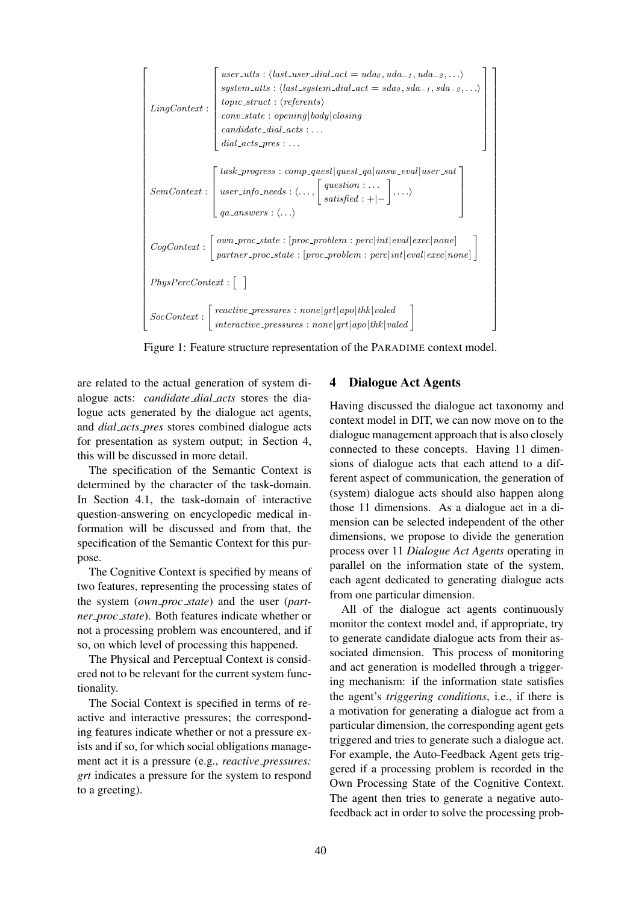$$
\left[\begin{array}{l}
LingContext: \left[\begin{array}{l}
user\_utts: \langle last\_user\_dial\_act = uda_0, uda_{-1}, uda_{-2}, \ldots\rangle \\
system\_utts: \langle last\_system\_dial\_act = sda_0, sda_{-1}, sda_{-2}, \ldots\rangle \\
topic\_struct: \langle referents\rangle \\
conv\_state: opening|body|closing \\
candidate\_dial\_acts: \ldots \\
dial\_acts\_pres: \ldots
\end{array}\right] \\
\\
SemContext: \left[\begin{array}{l}
task\_progress: comp\_quest|quest\_qa|answ\_eval|user\_sat \\
user\_info\_needs: \langle \ldots, \left[\begin{array}{l} question: \ldots \\ satisfied: +|- \end{array}\right], \ldots\rangle \\
qa\_answers: \langle \ldots \rangle
\end{array}\right] \\
\\
CogContext: \left[\begin{array}{l}
own\_proc\_state: [proc\_problem: perc|int|eval|exec|none] \\
partner\_proc\_state: [proc\_problem: perc|int|eval|exec|none]
\end{array}\right] \\
\\
PhysPercContext: [\ ] \\
\\
SocContext: \left[\begin{array}{l}
reactive\_pressures: none|grt|apo|thk|valed \\
interactive\_pressures: none|grt|apo|thk|valed
\end{array}\right]
\end{array}\right]
$$

Figure 1: Feature structure representation of the PARADIME context model.

are related to the actual generation of system dialogue acts: *candidate_dial_acts* stores the dialogue acts generated by the dialogue act agents, and *dial_acts_pres* stores combined dialogue acts for presentation as system output; in Section 4, this will be discussed in more detail.

The specification of the Semantic Context is determined by the character of the task-domain. In Section 4.1, the task-domain of interactive question-answering on encyclopedic medical information will be discussed and from that, the specification of the Semantic Context for this purpose.

The Cognitive Context is specified by means of two features, representing the processing states of the system (*own_proc_state*) and the user (*partner_proc_state*). Both features indicate whether or not a processing problem was encountered, and if so, on which level of processing this happened.

The Physical and Perceptual Context is considered not to be relevant for the current system functionality.

The Social Context is specified in terms of reactive and interactive pressures; the corresponding features indicate whether or not a pressure exists and if so, for which social obligations management act it is a pressure (e.g., *reactive_pressures: grt* indicates a pressure for the system to respond to a greeting).

## 4 Dialogue Act Agents

Having discussed the dialogue act taxonomy and context model in DIT, we can now move on to the dialogue management approach that is also closely connected to these concepts. Having 11 dimensions of dialogue acts that each attend to a different aspect of communication, the generation of (system) dialogue acts should also happen along those 11 dimensions. As a dialogue act in a dimension can be selected independent of the other dimensions, we propose to divide the generation process over 11 *Dialogue Act Agents* operating in parallel on the information state of the system, each agent dedicated to generating dialogue acts from one particular dimension.

All of the dialogue act agents continuously monitor the context model and, if appropriate, try to generate candidate dialogue acts from their associated dimension. This process of monitoring and act generation is modelled through a triggering mechanism: if the information state satisfies the agent's *triggering conditions*, i.e., if there is a motivation for generating a dialogue act from a particular dimension, the corresponding agent gets triggered and tries to generate such a dialogue act. For example, the Auto-Feedback Agent gets triggered if a processing problem is recorded in the Own Processing State of the Cognitive Context. The agent then tries to generate a negative auto-feedback act in order to solve the processing prob-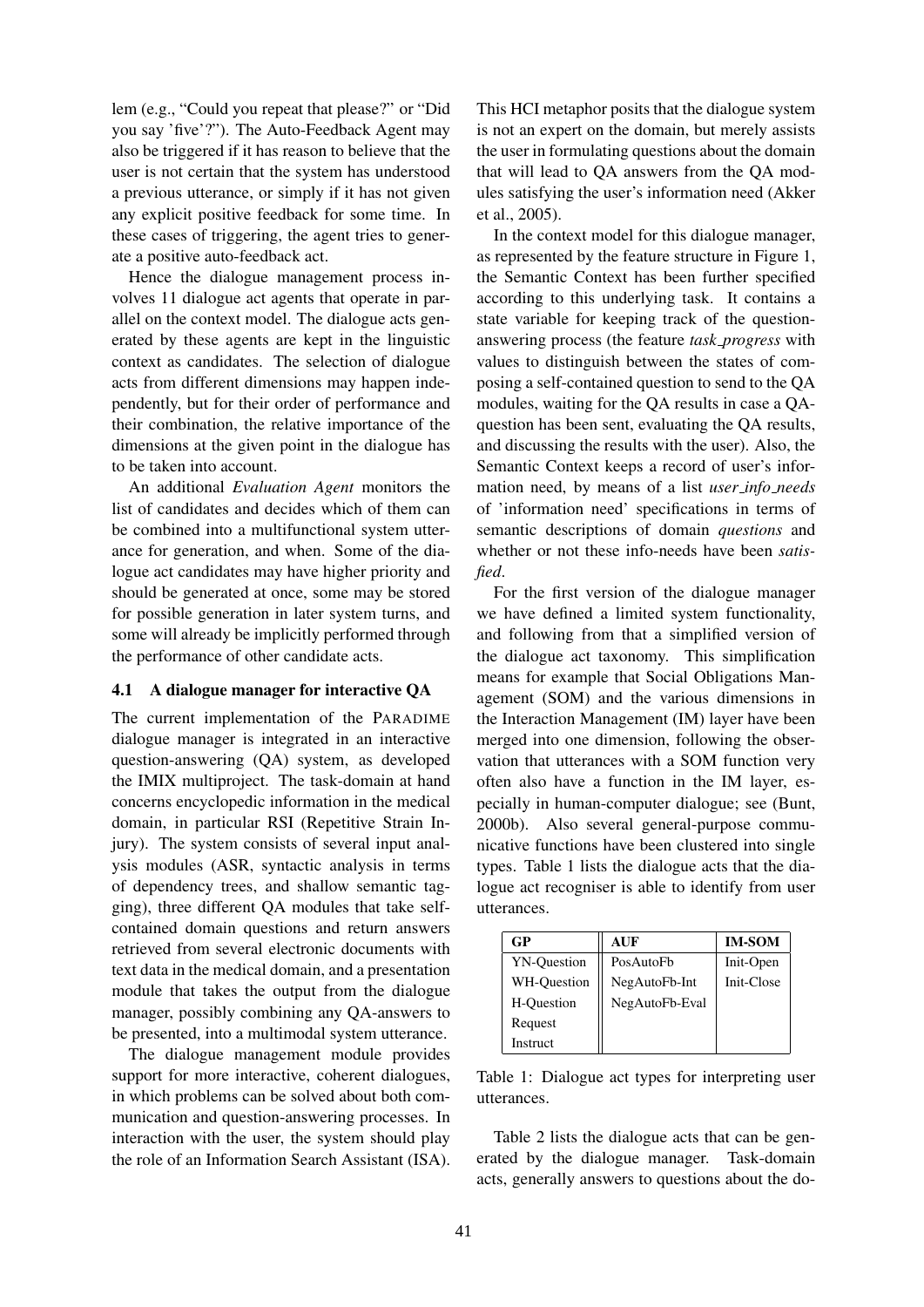lem (e.g., "Could you repeat that please?" or "Did you say 'five'?"). The Auto-Feedback Agent may also be triggered if it has reason to believe that the user is not certain that the system has understood a previous utterance, or simply if it has not given any explicit positive feedback for some time. In these cases of triggering, the agent tries to generate a positive auto-feedback act.

Hence the dialogue management process involves 11 dialogue act agents that operate in parallel on the context model. The dialogue acts generated by these agents are kept in the linguistic context as candidates. The selection of dialogue acts from different dimensions may happen independently, but for their order of performance and their combination, the relative importance of the dimensions at the given point in the dialogue has to be taken into account.

An additional *Evaluation Agent* monitors the list of candidates and decides which of them can be combined into a multifunctional system utterance for generation, and when. Some of the dialogue act candidates may have higher priority and should be generated at once, some may be stored for possible generation in later system turns, and some will already be implicitly performed through the performance of other candidate acts.

### 4.1 A dialogue manager for interactive QA

The current implementation of the PARADIME dialogue manager is integrated in an interactive question-answering (QA) system, as developed the IMIX multiproject. The task-domain at hand concerns encyclopedic information in the medical domain, in particular RSI (Repetitive Strain Injury). The system consists of several input analysis modules (ASR, syntactic analysis in terms of dependency trees, and shallow semantic tagging), three different QA modules that take self-contained domain questions and return answers retrieved from several electronic documents with text data in the medical domain, and a presentation module that takes the output from the dialogue manager, possibly combining any QA-answers to be presented, into a multimodal system utterance.

The dialogue management module provides support for more interactive, coherent dialogues, in which problems can be solved about both communication and question-answering processes. In interaction with the user, the system should play the role of an Information Search Assistant (ISA). This HCI metaphor posits that the dialogue system is not an expert on the domain, but merely assists the user in formulating questions about the domain that will lead to QA answers from the QA modules satisfying the user's information need (Akker et al., 2005).

In the context model for this dialogue manager, as represented by the feature structure in Figure 1, the Semantic Context has been further specified according to this underlying task. It contains a state variable for keeping track of the question-answering process (the feature *task_progress* with values to distinguish between the states of composing a self-contained question to send to the QA modules, waiting for the QA results in case a QA-question has been sent, evaluating the QA results, and discussing the results with the user). Also, the Semantic Context keeps a record of user's information need, by means of a list *user_info_needs* of 'information need' specifications in terms of semantic descriptions of domain *questions* and whether or not these info-needs have been *satisfied*.

For the first version of the dialogue manager we have defined a limited system functionality, and following from that a simplified version of the dialogue act taxonomy. This simplification means for example that Social Obligations Management (SOM) and the various dimensions in the Interaction Management (IM) layer have been merged into one dimension, following the observation that utterances with a SOM function very often also have a function in the IM layer, especially in human-computer dialogue; see (Bunt, 2000b). Also several general-purpose communicative functions have been clustered into single types. Table 1 lists the dialogue acts that the dialogue act recogniser is able to identify from user utterances.

| GP | AUF | IM-SOM |
|---|---|---|
| YN-Question | PosAutoFb | Init-Open |
| WH-Question | NegAutoFb-Int | Init-Close |
| H-Question | NegAutoFb-Eval | |
| Request | | |
| Instruct | | |

Table 1: Dialogue act types for interpreting user utterances.

Table 2 lists the dialogue acts that can be generated by the dialogue manager. Task-domain acts, generally answers to questions about the do-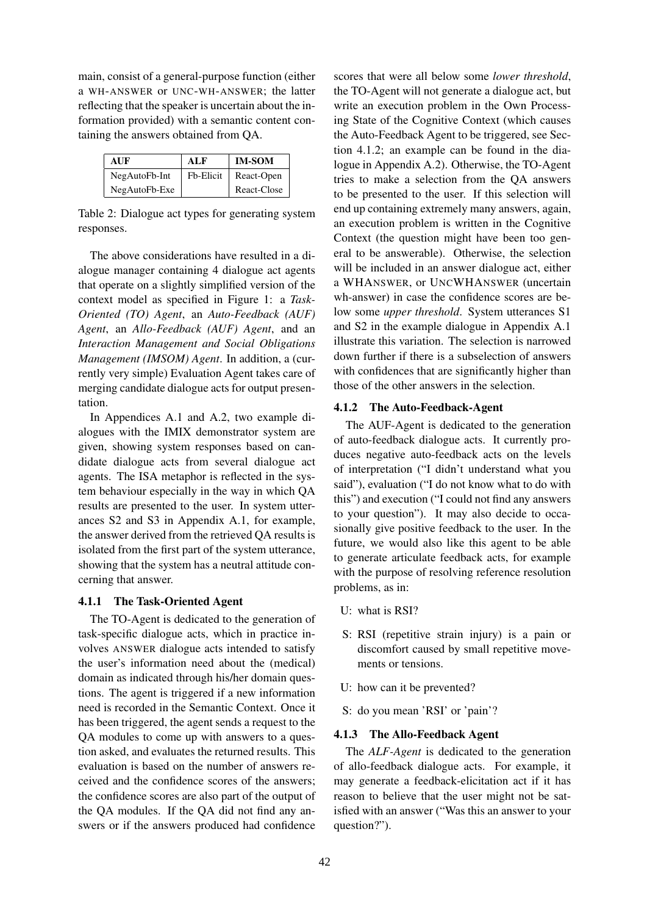main, consist of a general-purpose function (either a WH-ANSWER or UNC-WH-ANSWER; the latter reflecting that the speaker is uncertain about the information provided) with a semantic content containing the answers obtained from QA.

| AUF | ALF | IM-SOM |
|---|---|---|
| NegAutoFb-Int | Fb-Elicit | React-Open |
| NegAutoFb-Exe | | React-Close |

Table 2: Dialogue act types for generating system responses.

The above considerations have resulted in a dialogue manager containing 4 dialogue act agents that operate on a slightly simplified version of the context model as specified in Figure 1: a *Task-Oriented (TO) Agent*, an *Auto-Feedback (AUF) Agent*, an *Allo-Feedback (AUF) Agent*, and an *Interaction Management and Social Obligations Management (IMSOM) Agent*. In addition, a (currently very simple) Evaluation Agent takes care of merging candidate dialogue acts for output presentation.

In Appendices A.1 and A.2, two example dialogues with the IMIX demonstrator system are given, showing system responses based on candidate dialogue acts from several dialogue act agents. The ISA metaphor is reflected in the system behaviour especially in the way in which QA results are presented to the user. In system utterances S2 and S3 in Appendix A.1, for example, the answer derived from the retrieved QA results is isolated from the first part of the system utterance, showing that the system has a neutral attitude concerning that answer.

### 4.1.1 The Task-Oriented Agent

The TO-Agent is dedicated to the generation of task-specific dialogue acts, which in practice involves ANSWER dialogue acts intended to satisfy the user's information need about the (medical) domain as indicated through his/her domain questions. The agent is triggered if a new information need is recorded in the Semantic Context. Once it has been triggered, the agent sends a request to the QA modules to come up with answers to a question asked, and evaluates the returned results. This evaluation is based on the number of answers received and the confidence scores of the answers; the confidence scores are also part of the output of the QA modules. If the QA did not find any answers or if the answers produced had confidence scores that were all below some *lower threshold*, the TO-Agent will not generate a dialogue act, but write an execution problem in the Own Processing State of the Cognitive Context (which causes the Auto-Feedback Agent to be triggered, see Section 4.1.2; an example can be found in the dialogue in Appendix A.2). Otherwise, the TO-Agent tries to make a selection from the QA answers to be presented to the user. If this selection will end up containing extremely many answers, again, an execution problem is written in the Cognitive Context (the question might have been too general to be answerable). Otherwise, the selection will be included in an answer dialogue act, either a WHANSWER, or UNCWHANSWER (uncertain wh-answer) in case the confidence scores are below some *upper threshold*. System utterances S1 and S2 in the example dialogue in Appendix A.1 illustrate this variation. The selection is narrowed down further if there is a subselection of answers with confidences that are significantly higher than those of the other answers in the selection.

### 4.1.2 The Auto-Feedback-Agent

The AUF-Agent is dedicated to the generation of auto-feedback dialogue acts. It currently produces negative auto-feedback acts on the levels of interpretation ("I didn't understand what you said"), evaluation ("I do not know what to do with this") and execution ("I could not find any answers to your question"). It may also decide to occasionally give positive feedback to the user. In the future, we would also like this agent to be able to generate articulate feedback acts, for example with the purpose of resolving reference resolution problems, as in:

U: what is RSI?

S: RSI (repetitive strain injury) is a pain or discomfort caused by small repetitive movements or tensions.

U: how can it be prevented?

S: do you mean 'RSI' or 'pain'?

### 4.1.3 The Allo-Feedback Agent

The *ALF-Agent* is dedicated to the generation of allo-feedback dialogue acts. For example, it may generate a feedback-elicitation act if it has reason to believe that the user might not be satisfied with an answer ("Was this an answer to your question?").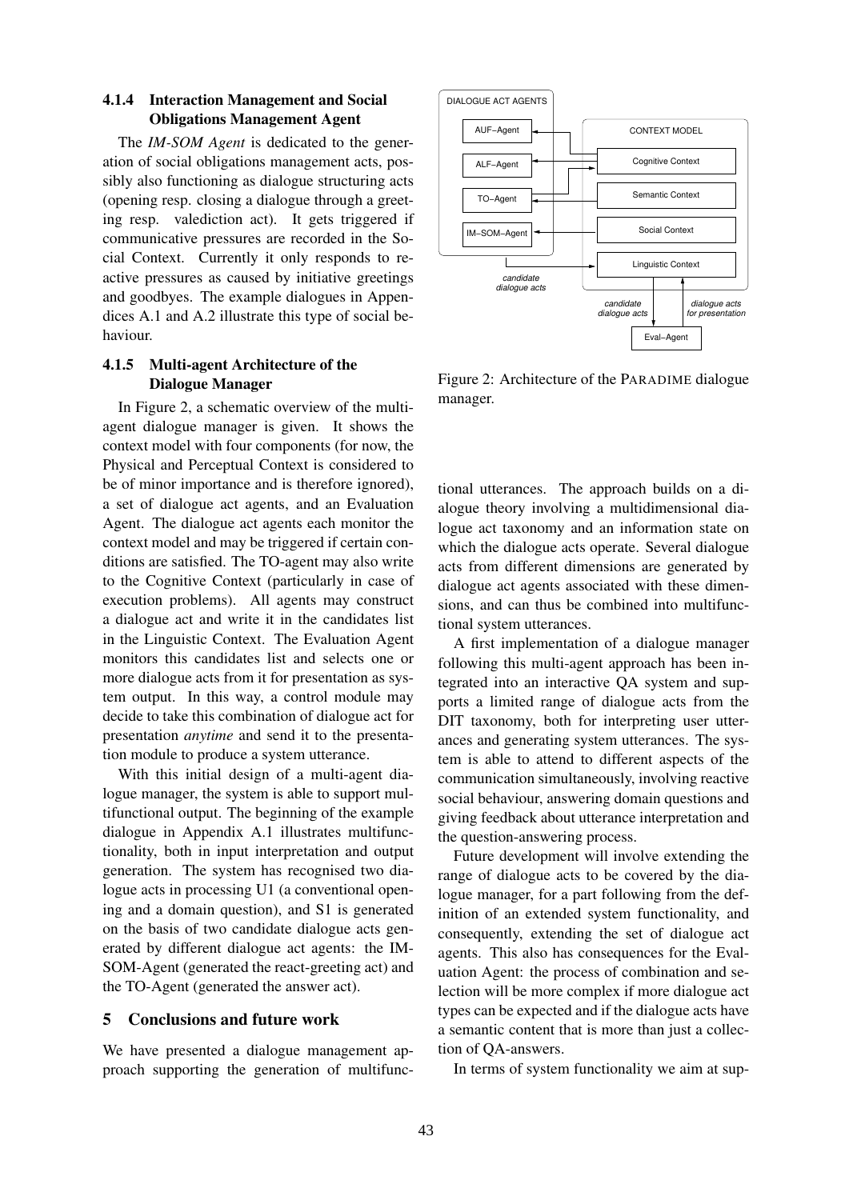#### 4.1.4 Interaction Management and Social Obligations Management Agent

The *IM-SOM Agent* is dedicated to the generation of social obligations management acts, possibly also functioning as dialogue structuring acts (opening resp. closing a dialogue through a greeting resp. valediction act). It gets triggered if communicative pressures are recorded in the Social Context. Currently it only responds to reactive pressures as caused by initiative greetings and goodbyes. The example dialogues in Appendices A.1 and A.2 illustrate this type of social behaviour.

#### 4.1.5 Multi-agent Architecture of the Dialogue Manager

In Figure 2, a schematic overview of the multi-agent dialogue manager is given. It shows the context model with four components (for now, the Physical and Perceptual Context is considered to be of minor importance and is therefore ignored), a set of dialogue act agents, and an Evaluation Agent. The dialogue act agents each monitor the context model and may be triggered if certain conditions are satisfied. The TO-agent may also write to the Cognitive Context (particularly in case of execution problems). All agents may construct a dialogue act and write it in the candidates list in the Linguistic Context. The Evaluation Agent monitors this candidates list and selects one or more dialogue acts from it for presentation as system output. In this way, a control module may decide to take this combination of dialogue act for presentation *anytime* and send it to the presentation module to produce a system utterance.

With this initial design of a multi-agent dialogue manager, the system is able to support multifunctional output. The beginning of the example dialogue in Appendix A.1 illustrates multifunctionality, both in input interpretation and output generation. The system has recognised two dialogue acts in processing U1 (a conventional opening and a domain question), and S1 is generated on the basis of two candidate dialogue acts generated by different dialogue act agents: the IM-SOM-Agent (generated the react-greeting act) and the TO-Agent (generated the answer act).

Figure 2: Architecture of the PARADIME dialogue manager.

## 5 Conclusions and future work

We have presented a dialogue management approach supporting the generation of multifunctional utterances. The approach builds on a dialogue theory involving a multidimensional dialogue act taxonomy and an information state on which the dialogue acts operate. Several dialogue acts from different dimensions are generated by dialogue act agents associated with these dimensions, and can thus be combined into multifunctional system utterances.

A first implementation of a dialogue manager following this multi-agent approach has been integrated into an interactive QA system and supports a limited range of dialogue acts from the DIT taxonomy, both for interpreting user utterances and generating system utterances. The system is able to attend to different aspects of the communication simultaneously, involving reactive social behaviour, answering domain questions and giving feedback about utterance interpretation and the question-answering process.

Future development will involve extending the range of dialogue acts to be covered by the dialogue manager, for a part following from the definition of an extended system functionality, and consequently, extending the set of dialogue act agents. This also has consequences for the Evaluation Agent: the process of combination and selection will be more complex if more dialogue act types can be expected and if the dialogue acts have a semantic content that is more than just a collection of QA-answers.

In terms of system functionality we aim at sup-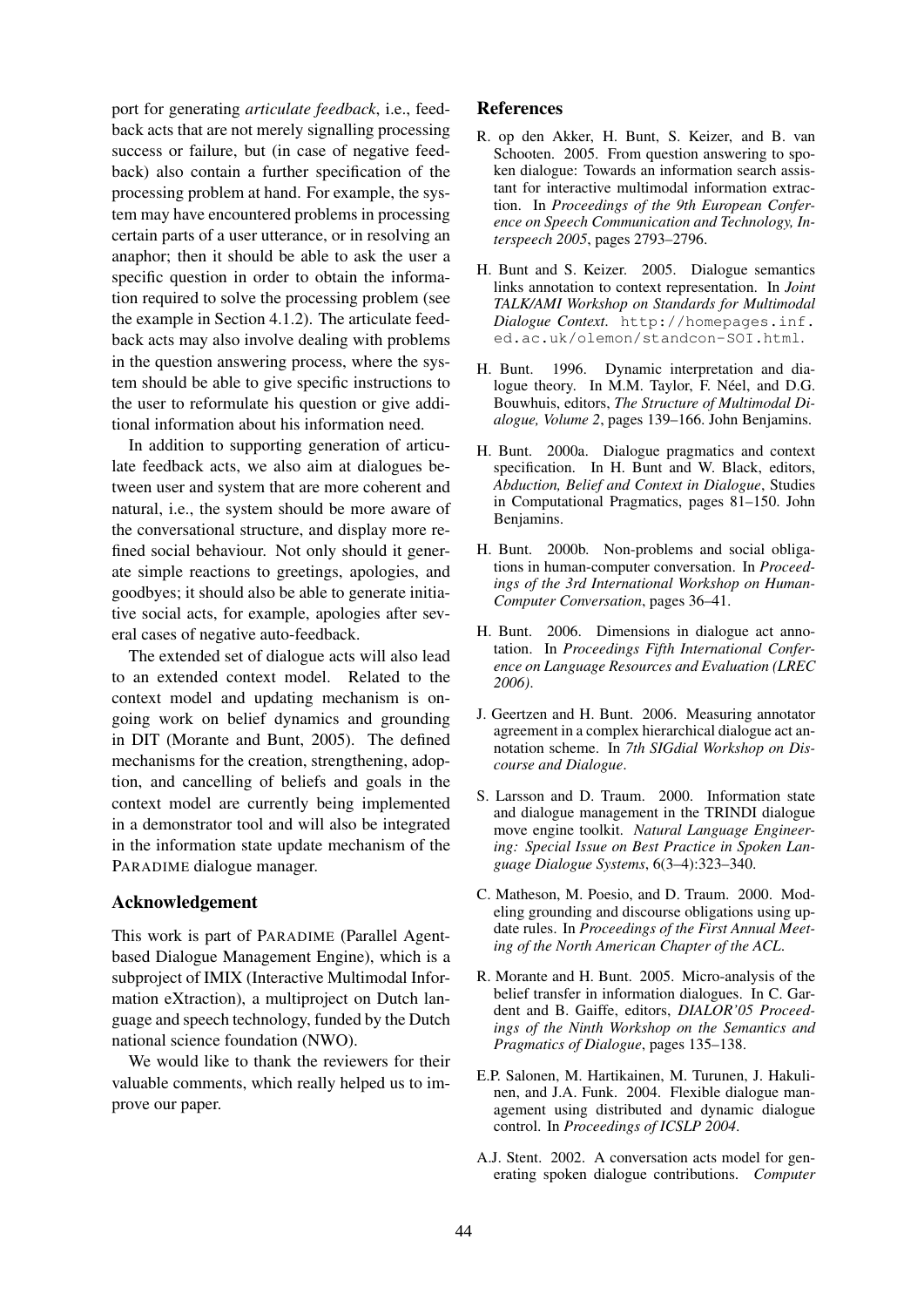port for generating *articulate feedback*, i.e., feedback acts that are not merely signalling processing success or failure, but (in case of negative feedback) also contain a further specification of the processing problem at hand. For example, the system may have encountered problems in processing certain parts of a user utterance, or in resolving an anaphor; then it should be able to ask the user a specific question in order to obtain the information required to solve the processing problem (see the example in Section 4.1.2). The articulate feedback acts may also involve dealing with problems in the question answering process, where the system should be able to give specific instructions to the user to reformulate his question or give additional information about his information need.

In addition to supporting generation of articulate feedback acts, we also aim at dialogues between user and system that are more coherent and natural, i.e., the system should be more aware of the conversational structure, and display more refined social behaviour. Not only should it generate simple reactions to greetings, apologies, and goodbyes; it should also be able to generate initiative social acts, for example, apologies after several cases of negative auto-feedback.

The extended set of dialogue acts will also lead to an extended context model. Related to the context model and updating mechanism is ongoing work on belief dynamics and grounding in DIT (Morante and Bunt, 2005). The defined mechanisms for the creation, strengthening, adoption, and cancelling of beliefs and goals in the context model are currently being implemented in a demonstrator tool and will also be integrated in the information state update mechanism of the PARADIME dialogue manager.

## Acknowledgement

This work is part of PARADIME (Parallel Agent-based Dialogue Management Engine), which is a subproject of IMIX (Interactive Multimodal Information eXtraction), a multiproject on Dutch language and speech technology, funded by the Dutch national science foundation (NWO).

We would like to thank the reviewers for their valuable comments, which really helped us to improve our paper.

## References

R. op den Akker, H. Bunt, S. Keizer, and B. van Schooten. 2005. From question answering to spoken dialogue: Towards an information search assistant for interactive multimodal information extraction. In *Proceedings of the 9th European Conference on Speech Communication and Technology, Interspeech 2005*, pages 2793–2796.

H. Bunt and S. Keizer. 2005. Dialogue semantics links annotation to context representation. In *Joint TALK/AMI Workshop on Standards for Multimodal Dialogue Context*. http://homepages.inf.ed.ac.uk/olemon/standcon-SOI.html.

H. Bunt. 1996. Dynamic interpretation and dialogue theory. In M.M. Taylor, F. Néel, and D.G. Bouwhuis, editors, *The Structure of Multimodal Dialogue, Volume 2*, pages 139–166. John Benjamins.

H. Bunt. 2000a. Dialogue pragmatics and context specification. In H. Bunt and W. Black, editors, *Abduction, Belief and Context in Dialogue*, Studies in Computational Pragmatics, pages 81–150. John Benjamins.

H. Bunt. 2000b. Non-problems and social obligations in human-computer conversation. In *Proceedings of the 3rd International Workshop on Human-Computer Conversation*, pages 36–41.

H. Bunt. 2006. Dimensions in dialogue act annotation. In *Proceedings Fifth International Conference on Language Resources and Evaluation (LREC 2006)*.

J. Geertzen and H. Bunt. 2006. Measuring annotator agreement in a complex hierarchical dialogue act annotation scheme. In *7th SIGdial Workshop on Discourse and Dialogue*.

S. Larsson and D. Traum. 2000. Information state and dialogue management in the TRINDI dialogue move engine toolkit. *Natural Language Engineering: Special Issue on Best Practice in Spoken Language Dialogue Systems*, 6(3–4):323–340.

C. Matheson, M. Poesio, and D. Traum. 2000. Modeling grounding and discourse obligations using update rules. In *Proceedings of the First Annual Meeting of the North American Chapter of the ACL*.

R. Morante and H. Bunt. 2005. Micro-analysis of the belief transfer in information dialogues. In C. Gardent and B. Gaiffe, editors, *DIALOR'05 Proceedings of the Ninth Workshop on the Semantics and Pragmatics of Dialogue*, pages 135–138.

E.P. Salonen, M. Hartikainen, M. Turunen, J. Hakulinen, and J.A. Funk. 2004. Flexible dialogue management using distributed and dynamic dialogue control. In *Proceedings of ICSLP 2004*.

A.J. Stent. 2002. A conversation acts model for generating spoken dialogue contributions. *Computer*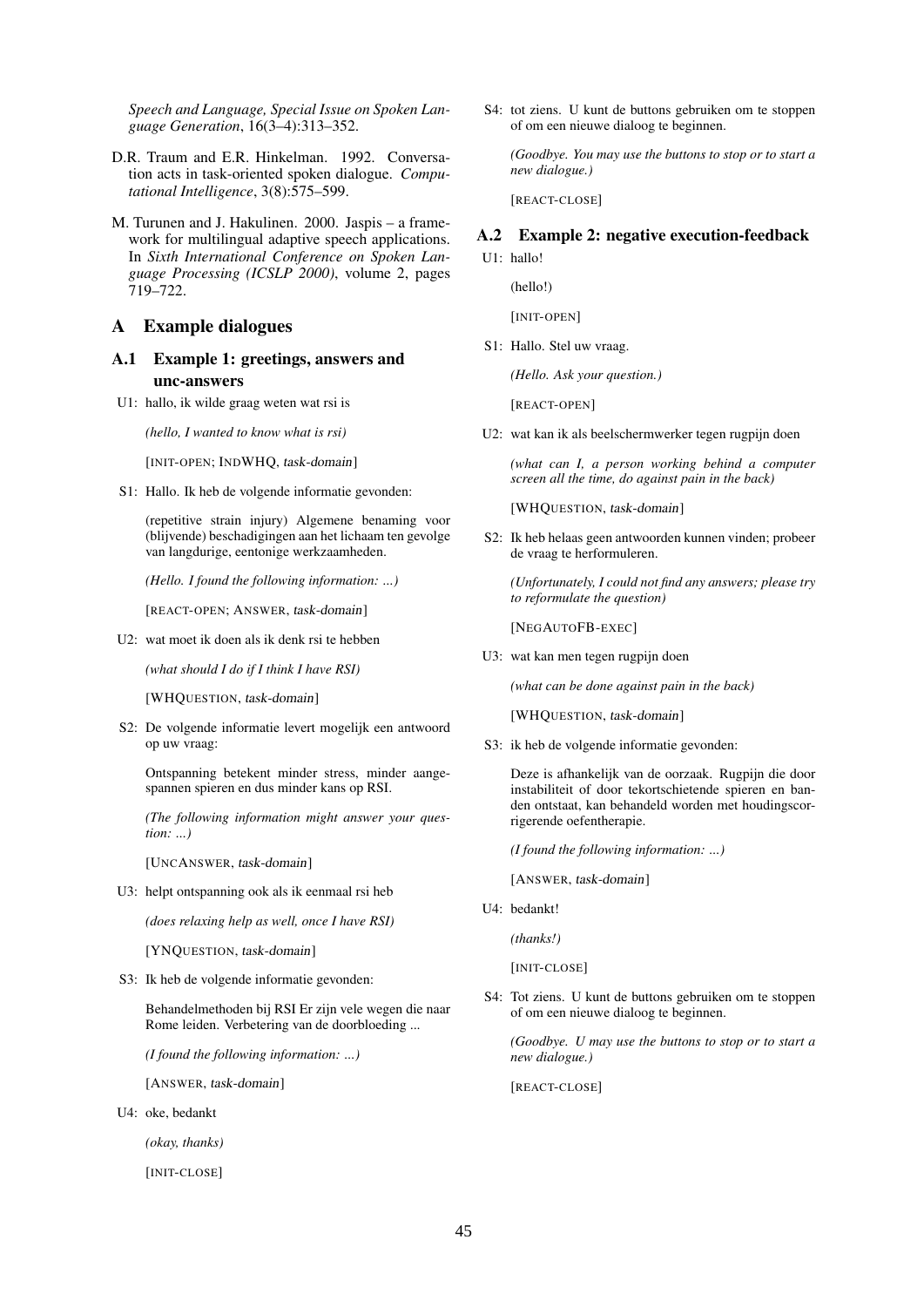*Speech and Language, Special Issue on Spoken Language Generation*, 16(3–4):313–352.

D.R. Traum and E.R. Hinkelman. 1992. Conversation acts in task-oriented spoken dialogue. *Computational Intelligence*, 3(8):575–599.

M. Turunen and J. Hakulinen. 2000. Jaspis – a framework for multilingual adaptive speech applications. In *Sixth International Conference on Spoken Language Processing (ICSLP 2000)*, volume 2, pages 719–722.

# A Example dialogues

## A.1 Example 1: greetings, answers and unc-answers

U1: hallo, ik wilde graag weten wat rsi is

*(hello, I wanted to know what is rsi)*

[INIT-OPEN; INDWHQ, *task-domain*]

S1: Hallo. Ik heb de volgende informatie gevonden:

(repetitive strain injury) Algemene benaming voor (blijvende) beschadigingen aan het lichaam ten gevolge van langdurige, eentonige werkzaamheden.

*(Hello. I found the following information: ...)*

[REACT-OPEN; ANSWER, *task-domain*]

U2: wat moet ik doen als ik denk rsi te hebben

*(what should I do if I think I have RSI)*

[WHQUESTION, *task-domain*]

S2: De volgende informatie levert mogelijk een antwoord op uw vraag:

Ontspanning betekent minder stress, minder aangespannen spieren en dus minder kans op RSI.

*(The following information might answer your question: ...)*

[UNCANSWER, *task-domain*]

U3: helpt ontspanning ook als ik eenmaal rsi heb

*(does relaxing help as well, once I have RSI)*

[YNQUESTION, *task-domain*]

S3: Ik heb de volgende informatie gevonden:

Behandelmethoden bij RSI Er zijn vele wegen die naar Rome leiden. Verbetering van de doorbloeding ...

*(I found the following information: ...)*

[ANSWER, *task-domain*]

U4: oke, bedankt

*(okay, thanks)*

[INIT-CLOSE]

S4: tot ziens. U kunt de buttons gebruiken om te stoppen of om een nieuwe dialoog te beginnen.

*(Goodbye. You may use the buttons to stop or to start a new dialogue.)*

[REACT-CLOSE]

## A.2 Example 2: negative execution-feedback

U1: hallo!

(hello!)

[INIT-OPEN]

S1: Hallo. Stel uw vraag.

*(Hello. Ask your question.)*

[REACT-OPEN]

U2: wat kan ik als beelschermwerker tegen rugpijn doen

*(what can I, a person working behind a computer screen all the time, do against pain in the back)*

[WHQUESTION, *task-domain*]

S2: Ik heb helaas geen antwoorden kunnen vinden; probeer de vraag te herformuleren.

*(Unfortunately, I could not find any answers; please try to reformulate the question)*

[NEGAUTOFB-EXEC]

U3: wat kan men tegen rugpijn doen

*(what can be done against pain in the back)*

[WHQUESTION, *task-domain*]

S3: ik heb de volgende informatie gevonden:

Deze is afhankelijk van de oorzaak. Rugpijn die door instabiliteit of door tekortschietende spieren en banden ontstaat, kan behandeld worden met houdingscorrigerende oefentherapie.

*(I found the following information: ...)*

[ANSWER, *task-domain*]

U4: bedankt!

*(thanks!)*

[INIT-CLOSE]

S4: Tot ziens. U kunt de buttons gebruiken om te stoppen of om een nieuwe dialoog te beginnen.

*(Goodbye. U may use the buttons to stop or to start a new dialogue.)*

[REACT-CLOSE]